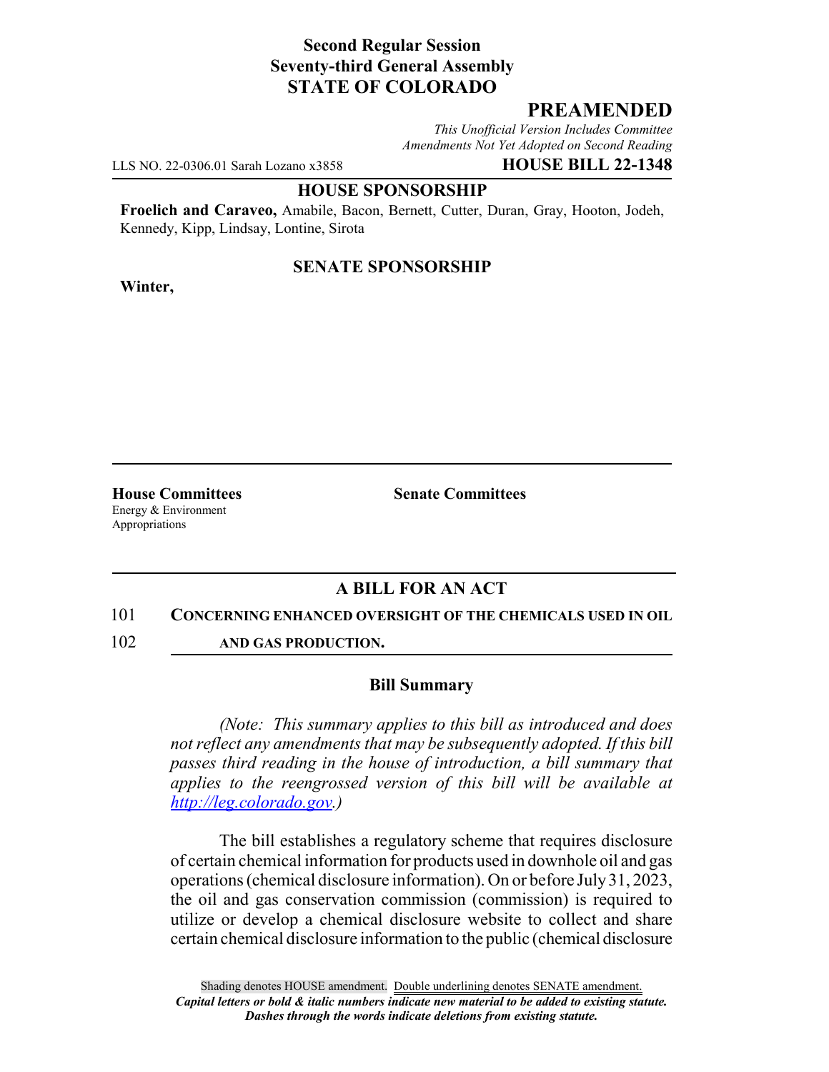**Second Regular Session**
**Seventy-third General Assembly**
**STATE OF COLORADO**

## PREAMENDED

*This Unofficial Version Includes Committee Amendments Not Yet Adopted on Second Reading*

LLS NO. 22-0306.01 Sarah Lozano x3858 **HOUSE BILL 22-1348**

**HOUSE SPONSORSHIP**

**Froelich and Caraveo,** Amabile, Bacon, Bernett, Cutter, Duran, Gray, Hooton, Jodeh, Kennedy, Kipp, Lindsay, Lontine, Sirota

**SENATE SPONSORSHIP**

**Winter,**

**House Committees**
Energy & Environment
Appropriations

**Senate Committees**

### A BILL FOR AN ACT

101 **CONCERNING ENHANCED OVERSIGHT OF THE CHEMICALS USED IN OIL**
102 **AND GAS PRODUCTION.**

### Bill Summary

*(Note: This summary applies to this bill as introduced and does not reflect any amendments that may be subsequently adopted. If this bill passes third reading in the house of introduction, a bill summary that applies to the reengrossed version of this bill will be available at http://leg.colorado.gov.)*

The bill establishes a regulatory scheme that requires disclosure of certain chemical information for products used in downhole oil and gas operations (chemical disclosure information). On or before July 31, 2023, the oil and gas conservation commission (commission) is required to utilize or develop a chemical disclosure website to collect and share certain chemical disclosure information to the public (chemical disclosure

Shading denotes HOUSE amendment. Double underlining denotes SENATE amendment.
***Capital letters or bold & italic numbers indicate new material to be added to existing statute.***
***Dashes through the words indicate deletions from existing statute.***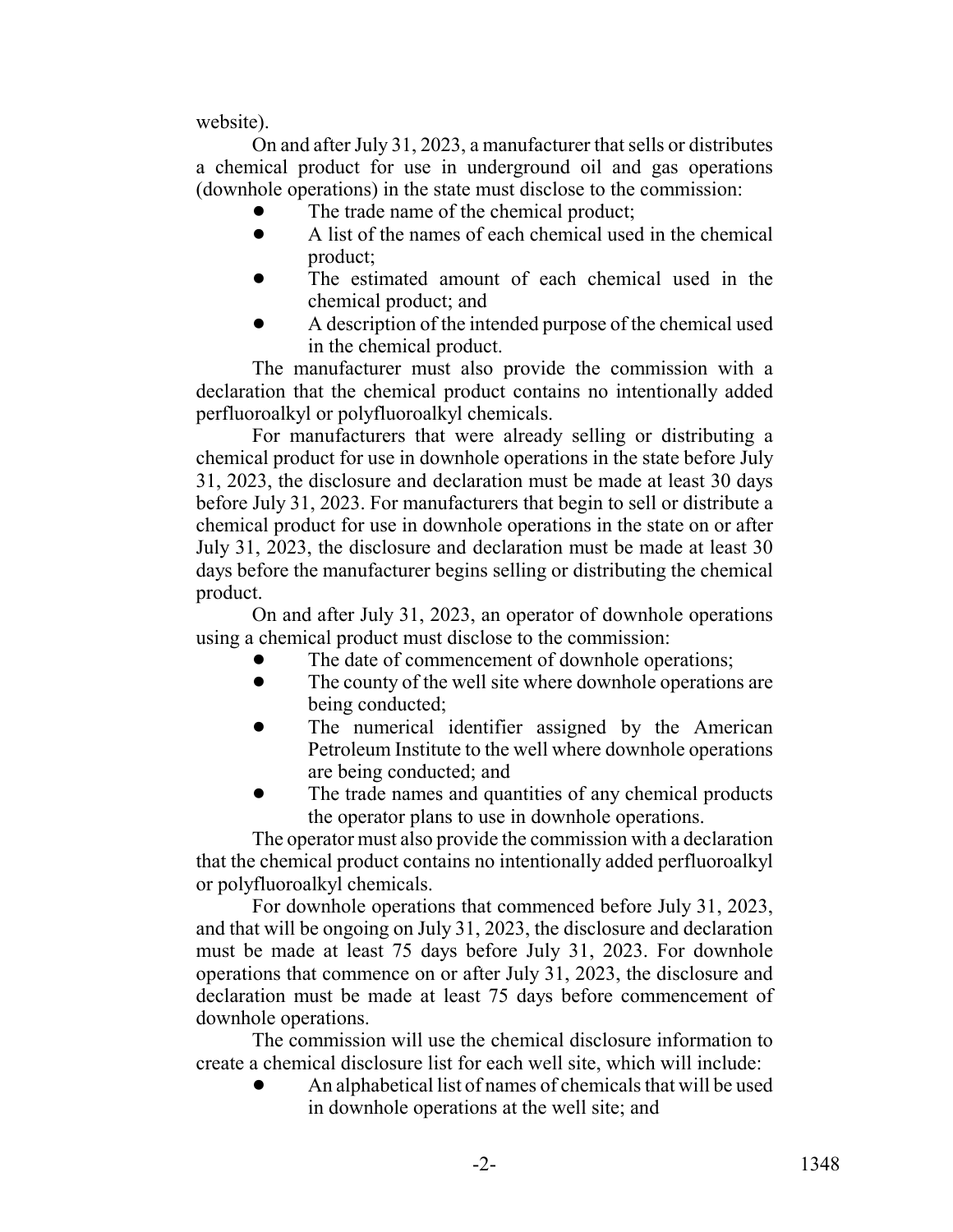website).

On and after July 31, 2023, a manufacturer that sells or distributes a chemical product for use in underground oil and gas operations (downhole operations) in the state must disclose to the commission:

- The trade name of the chemical product;
- A list of the names of each chemical used in the chemical product;
- The estimated amount of each chemical used in the chemical product; and
- A description of the intended purpose of the chemical used in the chemical product.

The manufacturer must also provide the commission with a declaration that the chemical product contains no intentionally added perfluoroalkyl or polyfluoroalkyl chemicals.

For manufacturers that were already selling or distributing a chemical product for use in downhole operations in the state before July 31, 2023, the disclosure and declaration must be made at least 30 days before July 31, 2023. For manufacturers that begin to sell or distribute a chemical product for use in downhole operations in the state on or after July 31, 2023, the disclosure and declaration must be made at least 30 days before the manufacturer begins selling or distributing the chemical product.

On and after July 31, 2023, an operator of downhole operations using a chemical product must disclose to the commission:

- The date of commencement of downhole operations;
- The county of the well site where downhole operations are being conducted;
- The numerical identifier assigned by the American Petroleum Institute to the well where downhole operations are being conducted; and
- The trade names and quantities of any chemical products the operator plans to use in downhole operations.

The operator must also provide the commission with a declaration that the chemical product contains no intentionally added perfluoroalkyl or polyfluoroalkyl chemicals.

For downhole operations that commenced before July 31, 2023, and that will be ongoing on July 31, 2023, the disclosure and declaration must be made at least 75 days before July 31, 2023. For downhole operations that commence on or after July 31, 2023, the disclosure and declaration must be made at least 75 days before commencement of downhole operations.

The commission will use the chemical disclosure information to create a chemical disclosure list for each well site, which will include:

- An alphabetical list of names of chemicals that will be used in downhole operations at the well site; and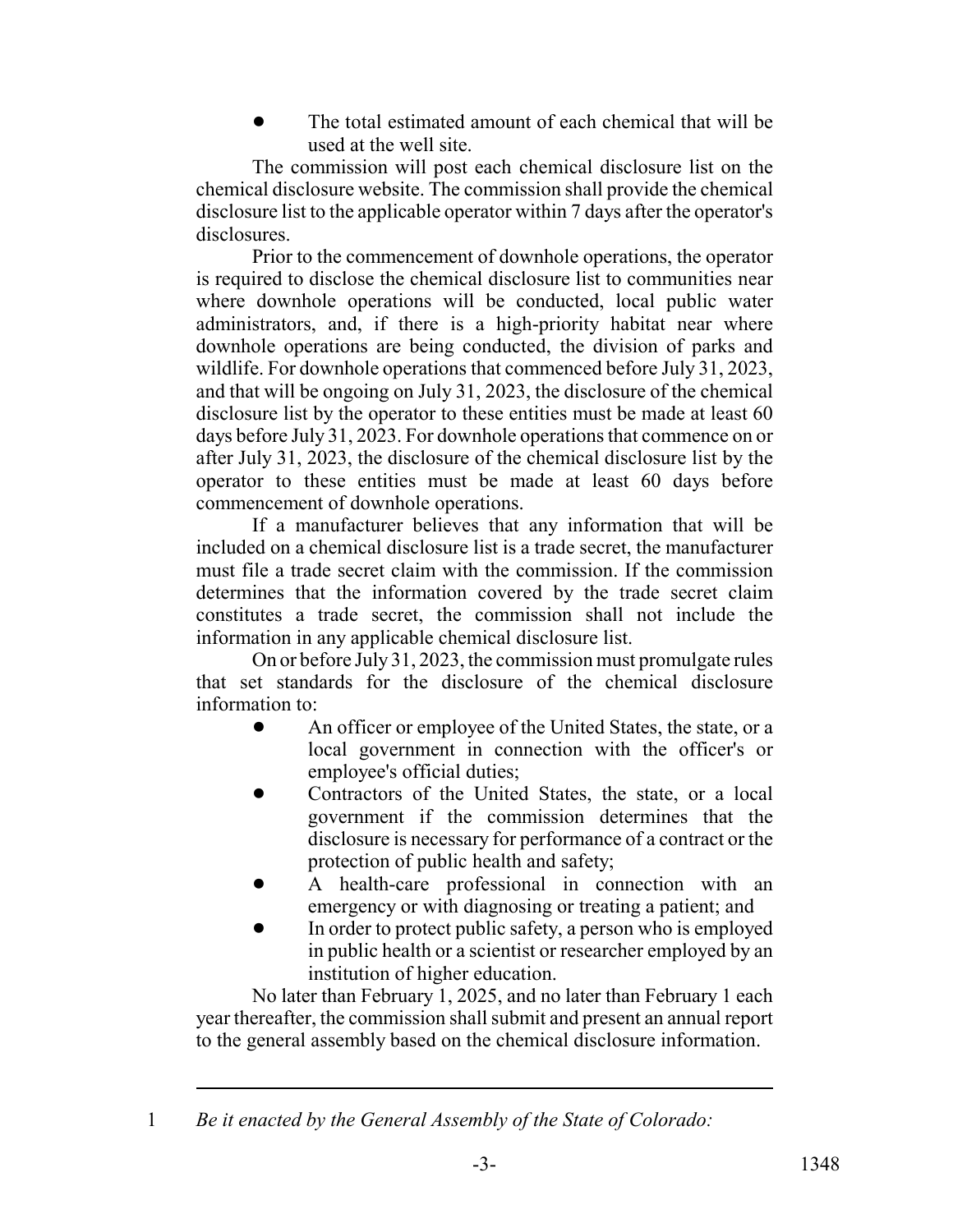- The total estimated amount of each chemical that will be used at the well site.

The commission will post each chemical disclosure list on the chemical disclosure website. The commission shall provide the chemical disclosure list to the applicable operator within 7 days after the operator's disclosures.

Prior to the commencement of downhole operations, the operator is required to disclose the chemical disclosure list to communities near where downhole operations will be conducted, local public water administrators, and, if there is a high-priority habitat near where downhole operations are being conducted, the division of parks and wildlife. For downhole operations that commenced before July 31, 2023, and that will be ongoing on July 31, 2023, the disclosure of the chemical disclosure list by the operator to these entities must be made at least 60 days before July 31, 2023. For downhole operations that commence on or after July 31, 2023, the disclosure of the chemical disclosure list by the operator to these entities must be made at least 60 days before commencement of downhole operations.

If a manufacturer believes that any information that will be included on a chemical disclosure list is a trade secret, the manufacturer must file a trade secret claim with the commission. If the commission determines that the information covered by the trade secret claim constitutes a trade secret, the commission shall not include the information in any applicable chemical disclosure list.

On or before July 31, 2023, the commission must promulgate rules that set standards for the disclosure of the chemical disclosure information to:

- An officer or employee of the United States, the state, or a local government in connection with the officer's or employee's official duties;
- Contractors of the United States, the state, or a local government if the commission determines that the disclosure is necessary for performance of a contract or the protection of public health and safety;
- A health-care professional in connection with an emergency or with diagnosing or treating a patient; and
- In order to protect public safety, a person who is employed in public health or a scientist or researcher employed by an institution of higher education.

No later than February 1, 2025, and no later than February 1 each year thereafter, the commission shall submit and present an annual report to the general assembly based on the chemical disclosure information.

---

1 *Be it enacted by the General Assembly of the State of Colorado:*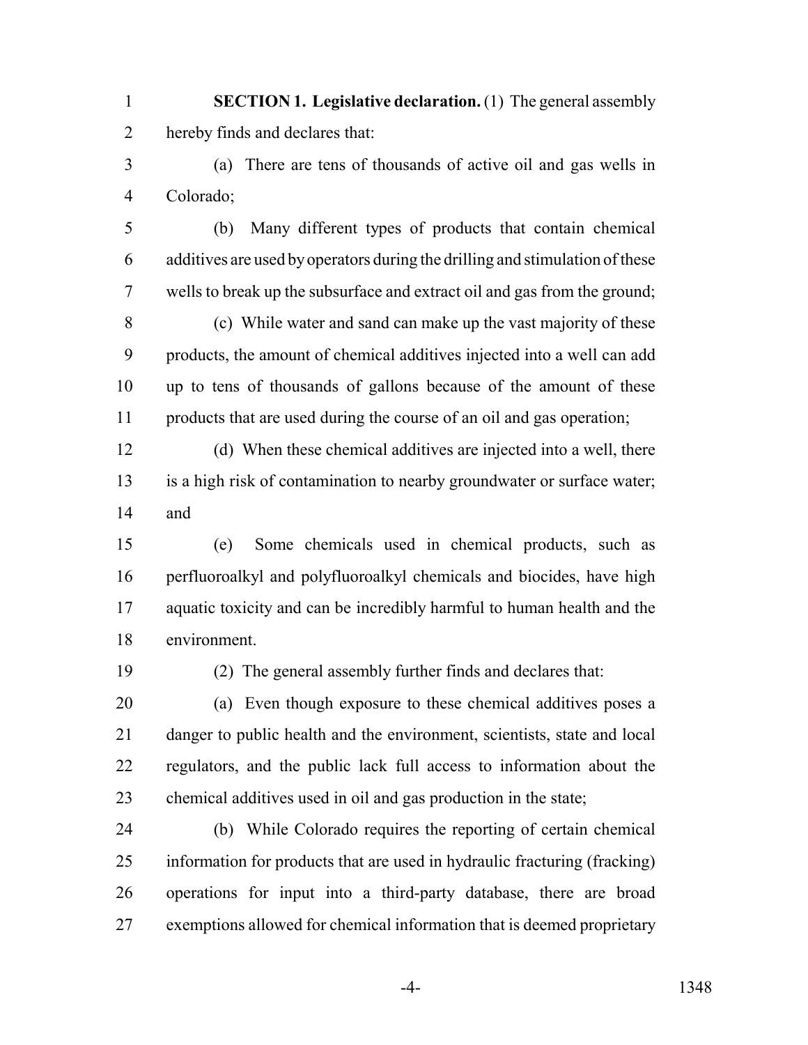**SECTION 1. Legislative declaration.** (1) The general assembly hereby finds and declares that:

(a) There are tens of thousands of active oil and gas wells in Colorado;

(b) Many different types of products that contain chemical additives are used by operators during the drilling and stimulation of these wells to break up the subsurface and extract oil and gas from the ground;

(c) While water and sand can make up the vast majority of these products, the amount of chemical additives injected into a well can add up to tens of thousands of gallons because of the amount of these products that are used during the course of an oil and gas operation;

(d) When these chemical additives are injected into a well, there is a high risk of contamination to nearby groundwater or surface water; and

(e) Some chemicals used in chemical products, such as perfluoroalkyl and polyfluoroalkyl chemicals and biocides, have high aquatic toxicity and can be incredibly harmful to human health and the environment.

(2) The general assembly further finds and declares that:

(a) Even though exposure to these chemical additives poses a danger to public health and the environment, scientists, state and local regulators, and the public lack full access to information about the chemical additives used in oil and gas production in the state;

(b) While Colorado requires the reporting of certain chemical information for products that are used in hydraulic fracturing (fracking) operations for input into a third-party database, there are broad exemptions allowed for chemical information that is deemed proprietary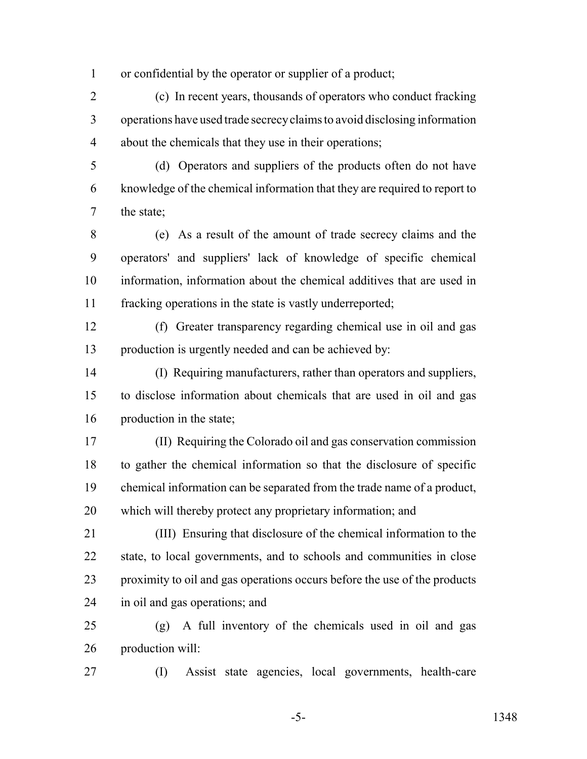or confidential by the operator or supplier of a product;

(c) In recent years, thousands of operators who conduct fracking operations have used trade secrecy claims to avoid disclosing information about the chemicals that they use in their operations;

(d) Operators and suppliers of the products often do not have knowledge of the chemical information that they are required to report to the state;

(e) As a result of the amount of trade secrecy claims and the operators' and suppliers' lack of knowledge of specific chemical information, information about the chemical additives that are used in fracking operations in the state is vastly underreported;

(f) Greater transparency regarding chemical use in oil and gas production is urgently needed and can be achieved by:

(I) Requiring manufacturers, rather than operators and suppliers, to disclose information about chemicals that are used in oil and gas production in the state;

(II) Requiring the Colorado oil and gas conservation commission to gather the chemical information so that the disclosure of specific chemical information can be separated from the trade name of a product, which will thereby protect any proprietary information; and

(III) Ensuring that disclosure of the chemical information to the state, to local governments, and to schools and communities in close proximity to oil and gas operations occurs before the use of the products in oil and gas operations; and

(g) A full inventory of the chemicals used in oil and gas production will:

(I) Assist state agencies, local governments, health-care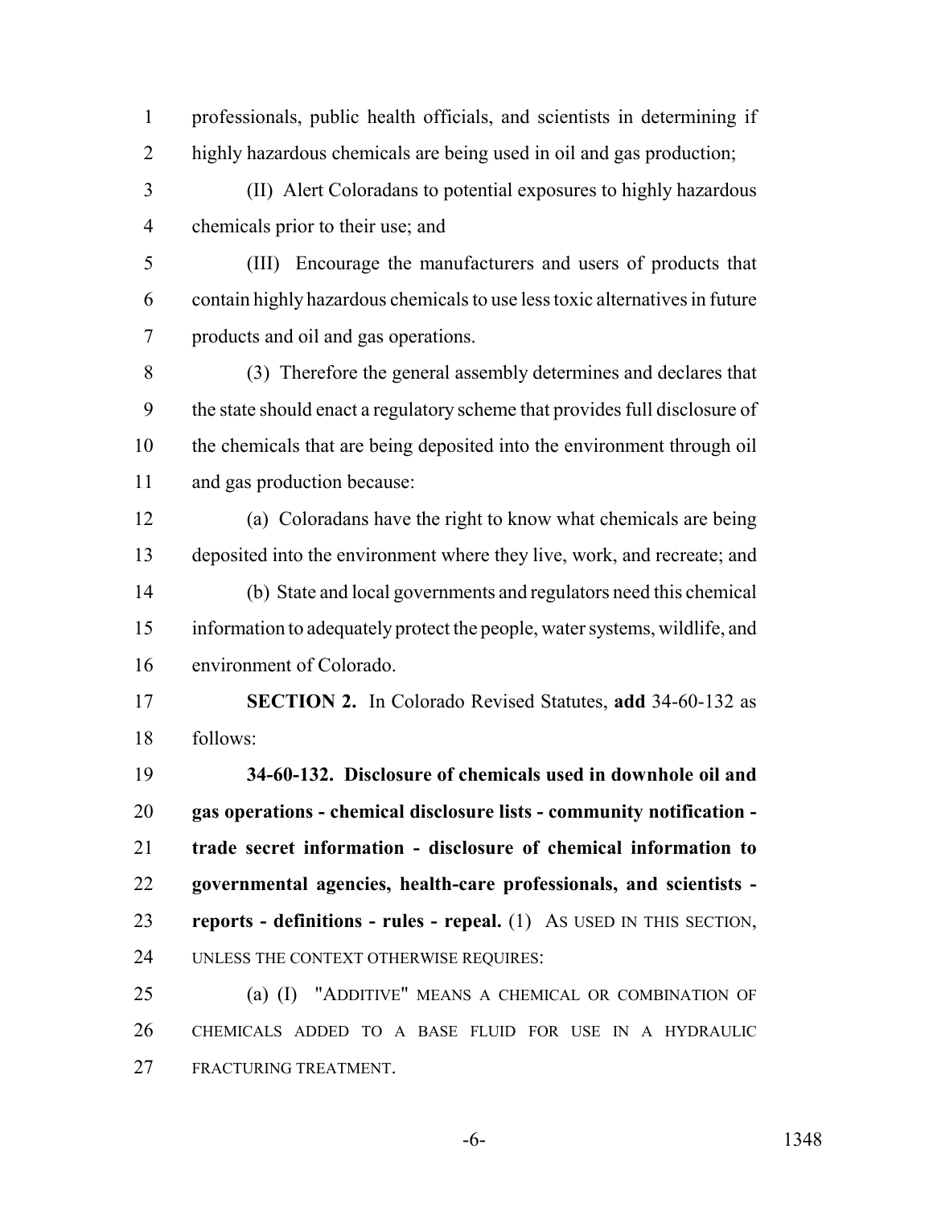professionals, public health officials, and scientists in determining if highly hazardous chemicals are being used in oil and gas production;

(II) Alert Coloradans to potential exposures to highly hazardous chemicals prior to their use; and

(III) Encourage the manufacturers and users of products that contain highly hazardous chemicals to use less toxic alternatives in future products and oil and gas operations.

(3) Therefore the general assembly determines and declares that the state should enact a regulatory scheme that provides full disclosure of the chemicals that are being deposited into the environment through oil and gas production because:

(a) Coloradans have the right to know what chemicals are being deposited into the environment where they live, work, and recreate; and

(b) State and local governments and regulators need this chemical information to adequately protect the people, water systems, wildlife, and environment of Colorado.

**SECTION 2.** In Colorado Revised Statutes, **add** 34-60-132 as follows:

**34-60-132. Disclosure of chemicals used in downhole oil and gas operations - chemical disclosure lists - community notification - trade secret information - disclosure of chemical information to governmental agencies, health-care professionals, and scientists - reports - definitions - rules - repeal.** (1) AS USED IN THIS SECTION, UNLESS THE CONTEXT OTHERWISE REQUIRES:

(a) (I) "ADDITIVE" MEANS A CHEMICAL OR COMBINATION OF CHEMICALS ADDED TO A BASE FLUID FOR USE IN A HYDRAULIC FRACTURING TREATMENT.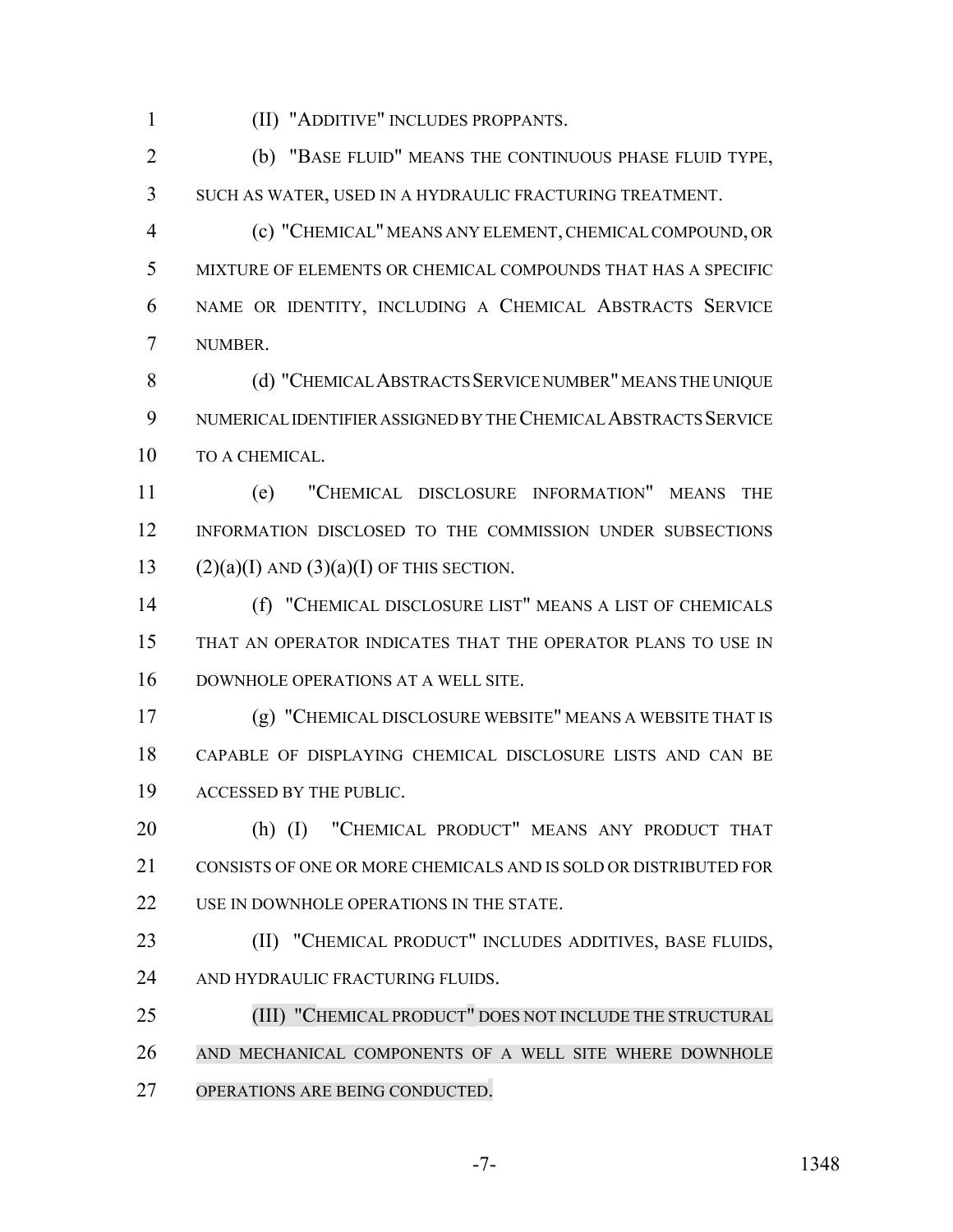(II) "ADDITIVE" INCLUDES PROPPANTS.

(b) "BASE FLUID" MEANS THE CONTINUOUS PHASE FLUID TYPE, SUCH AS WATER, USED IN A HYDRAULIC FRACTURING TREATMENT.

(c) "CHEMICAL" MEANS ANY ELEMENT, CHEMICAL COMPOUND, OR MIXTURE OF ELEMENTS OR CHEMICAL COMPOUNDS THAT HAS A SPECIFIC NAME OR IDENTITY, INCLUDING A CHEMICAL ABSTRACTS SERVICE NUMBER.

(d) "CHEMICAL ABSTRACTS SERVICE NUMBER" MEANS THE UNIQUE NUMERICAL IDENTIFIER ASSIGNED BY THE CHEMICAL ABSTRACTS SERVICE TO A CHEMICAL.

(e) "CHEMICAL DISCLOSURE INFORMATION" MEANS THE INFORMATION DISCLOSED TO THE COMMISSION UNDER SUBSECTIONS (2)(a)(I) AND (3)(a)(I) OF THIS SECTION.

(f) "CHEMICAL DISCLOSURE LIST" MEANS A LIST OF CHEMICALS THAT AN OPERATOR INDICATES THAT THE OPERATOR PLANS TO USE IN DOWNHOLE OPERATIONS AT A WELL SITE.

(g) "CHEMICAL DISCLOSURE WEBSITE" MEANS A WEBSITE THAT IS CAPABLE OF DISPLAYING CHEMICAL DISCLOSURE LISTS AND CAN BE ACCESSED BY THE PUBLIC.

(h) (I) "CHEMICAL PRODUCT" MEANS ANY PRODUCT THAT CONSISTS OF ONE OR MORE CHEMICALS AND IS SOLD OR DISTRIBUTED FOR USE IN DOWNHOLE OPERATIONS IN THE STATE.

(II) "CHEMICAL PRODUCT" INCLUDES ADDITIVES, BASE FLUIDS, AND HYDRAULIC FRACTURING FLUIDS.

(III) "CHEMICAL PRODUCT" DOES NOT INCLUDE THE STRUCTURAL AND MECHANICAL COMPONENTS OF A WELL SITE WHERE DOWNHOLE OPERATIONS ARE BEING CONDUCTED.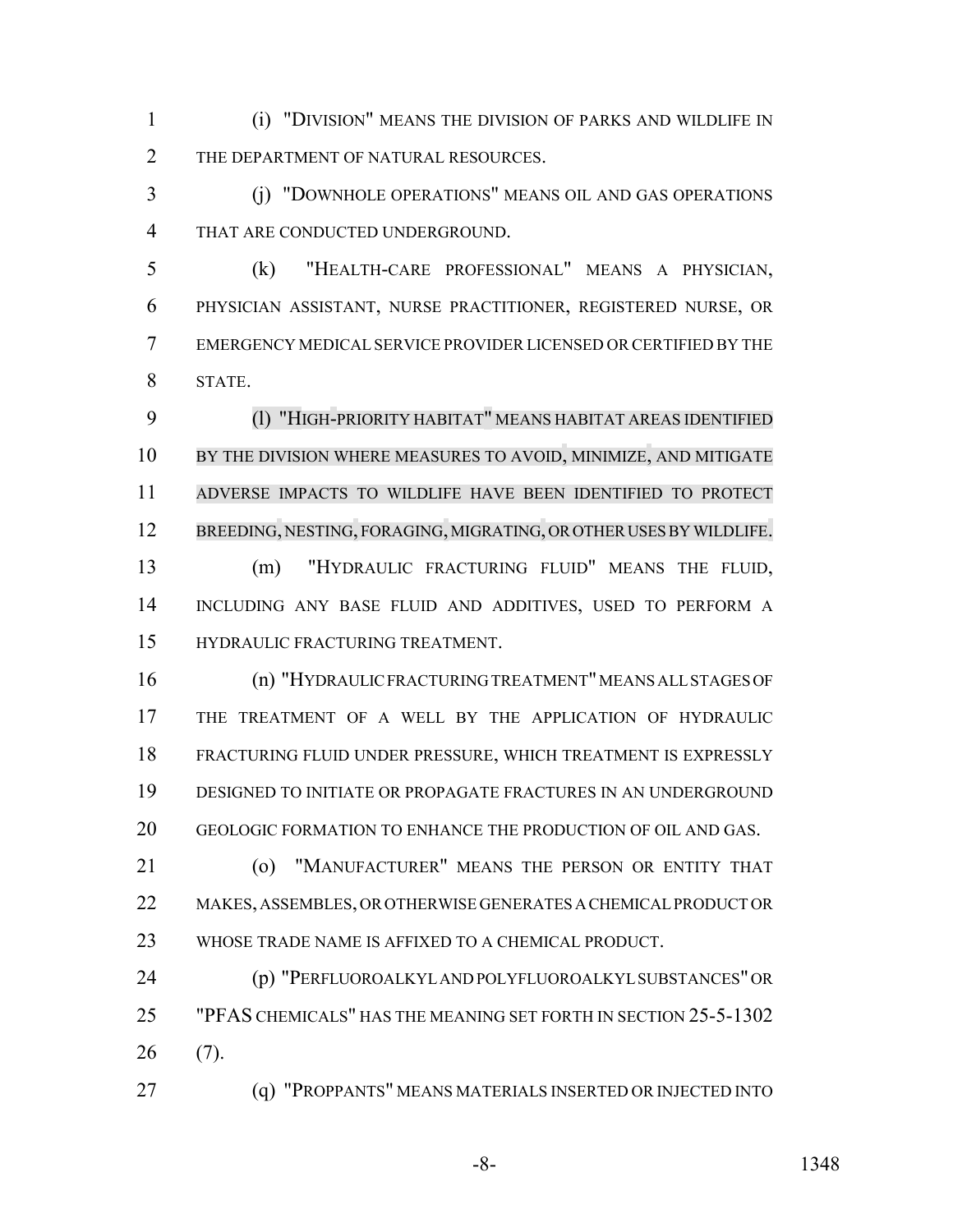(i) "DIVISION" MEANS THE DIVISION OF PARKS AND WILDLIFE IN THE DEPARTMENT OF NATURAL RESOURCES.

(j) "DOWNHOLE OPERATIONS" MEANS OIL AND GAS OPERATIONS THAT ARE CONDUCTED UNDERGROUND.

(k) "HEALTH-CARE PROFESSIONAL" MEANS A PHYSICIAN, PHYSICIAN ASSISTANT, NURSE PRACTITIONER, REGISTERED NURSE, OR EMERGENCY MEDICAL SERVICE PROVIDER LICENSED OR CERTIFIED BY THE STATE.

(l) "HIGH-PRIORITY HABITAT" MEANS HABITAT AREAS IDENTIFIED BY THE DIVISION WHERE MEASURES TO AVOID, MINIMIZE, AND MITIGATE ADVERSE IMPACTS TO WILDLIFE HAVE BEEN IDENTIFIED TO PROTECT BREEDING, NESTING, FORAGING, MIGRATING, OR OTHER USES BY WILDLIFE.

(m) "HYDRAULIC FRACTURING FLUID" MEANS THE FLUID, INCLUDING ANY BASE FLUID AND ADDITIVES, USED TO PERFORM A HYDRAULIC FRACTURING TREATMENT.

(n) "HYDRAULIC FRACTURING TREATMENT" MEANS ALL STAGES OF THE TREATMENT OF A WELL BY THE APPLICATION OF HYDRAULIC FRACTURING FLUID UNDER PRESSURE, WHICH TREATMENT IS EXPRESSLY DESIGNED TO INITIATE OR PROPAGATE FRACTURES IN AN UNDERGROUND GEOLOGIC FORMATION TO ENHANCE THE PRODUCTION OF OIL AND GAS.

(o) "MANUFACTURER" MEANS THE PERSON OR ENTITY THAT MAKES, ASSEMBLES, OR OTHERWISE GENERATES A CHEMICAL PRODUCT OR WHOSE TRADE NAME IS AFFIXED TO A CHEMICAL PRODUCT.

(p) "PERFLUOROALKYL AND POLYFLUOROALKYL SUBSTANCES" OR "PFAS CHEMICALS" HAS THE MEANING SET FORTH IN SECTION 25-5-1302 (7).

(q) "PROPPANTS" MEANS MATERIALS INSERTED OR INJECTED INTO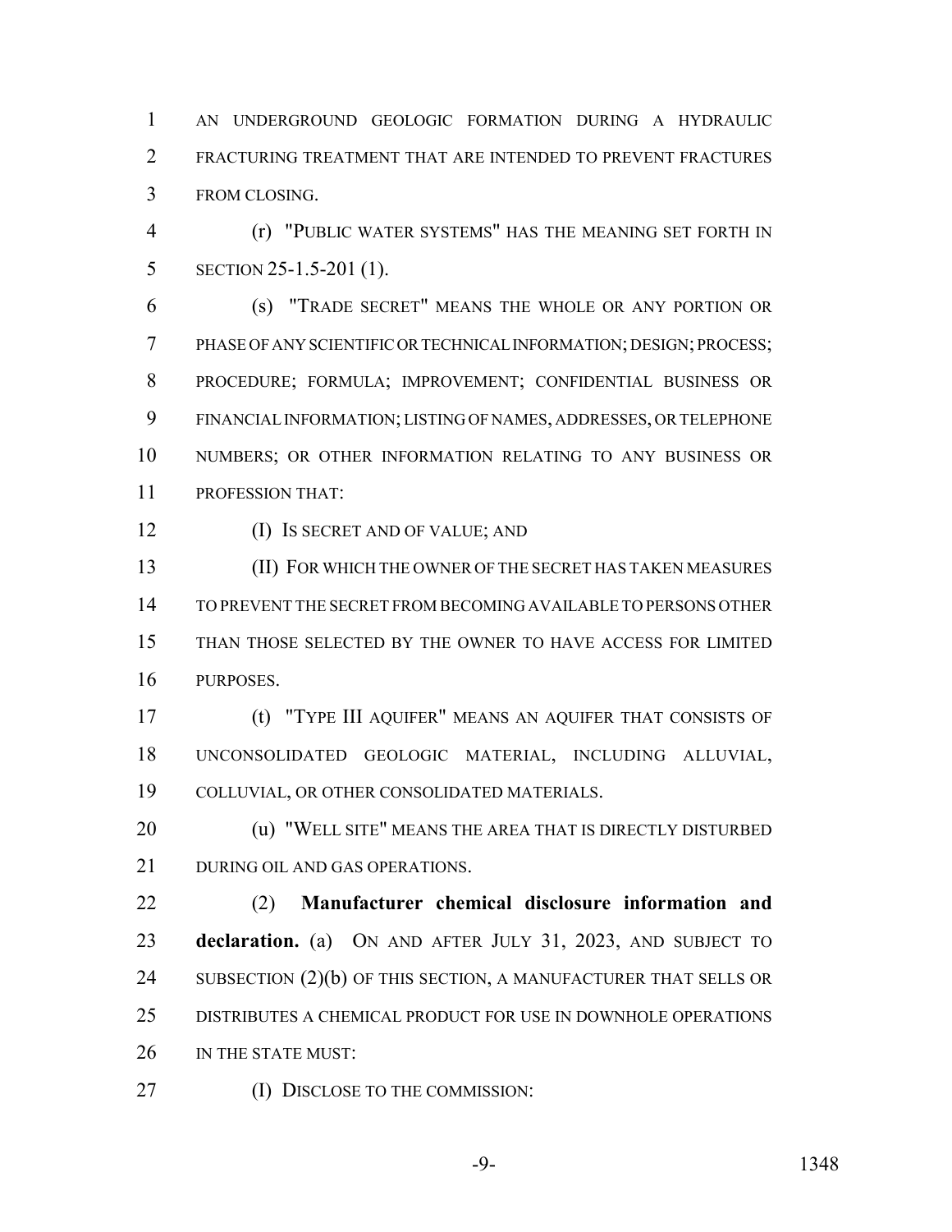AN UNDERGROUND GEOLOGIC FORMATION DURING A HYDRAULIC FRACTURING TREATMENT THAT ARE INTENDED TO PREVENT FRACTURES FROM CLOSING.

(r) "PUBLIC WATER SYSTEMS" HAS THE MEANING SET FORTH IN SECTION 25-1.5-201 (1).

(s) "TRADE SECRET" MEANS THE WHOLE OR ANY PORTION OR PHASE OF ANY SCIENTIFIC OR TECHNICAL INFORMATION; DESIGN; PROCESS; PROCEDURE; FORMULA; IMPROVEMENT; CONFIDENTIAL BUSINESS OR FINANCIAL INFORMATION; LISTING OF NAMES, ADDRESSES, OR TELEPHONE NUMBERS; OR OTHER INFORMATION RELATING TO ANY BUSINESS OR PROFESSION THAT:

(I) IS SECRET AND OF VALUE; AND

(II) FOR WHICH THE OWNER OF THE SECRET HAS TAKEN MEASURES TO PREVENT THE SECRET FROM BECOMING AVAILABLE TO PERSONS OTHER THAN THOSE SELECTED BY THE OWNER TO HAVE ACCESS FOR LIMITED PURPOSES.

(t) "TYPE III AQUIFER" MEANS AN AQUIFER THAT CONSISTS OF UNCONSOLIDATED GEOLOGIC MATERIAL, INCLUDING ALLUVIAL, COLLUVIAL, OR OTHER CONSOLIDATED MATERIALS.

(u) "WELL SITE" MEANS THE AREA THAT IS DIRECTLY DISTURBED DURING OIL AND GAS OPERATIONS.

(2) **Manufacturer chemical disclosure information and declaration.** (a) ON AND AFTER JULY 31, 2023, AND SUBJECT TO SUBSECTION (2)(b) OF THIS SECTION, A MANUFACTURER THAT SELLS OR DISTRIBUTES A CHEMICAL PRODUCT FOR USE IN DOWNHOLE OPERATIONS IN THE STATE MUST:

(I) DISCLOSE TO THE COMMISSION: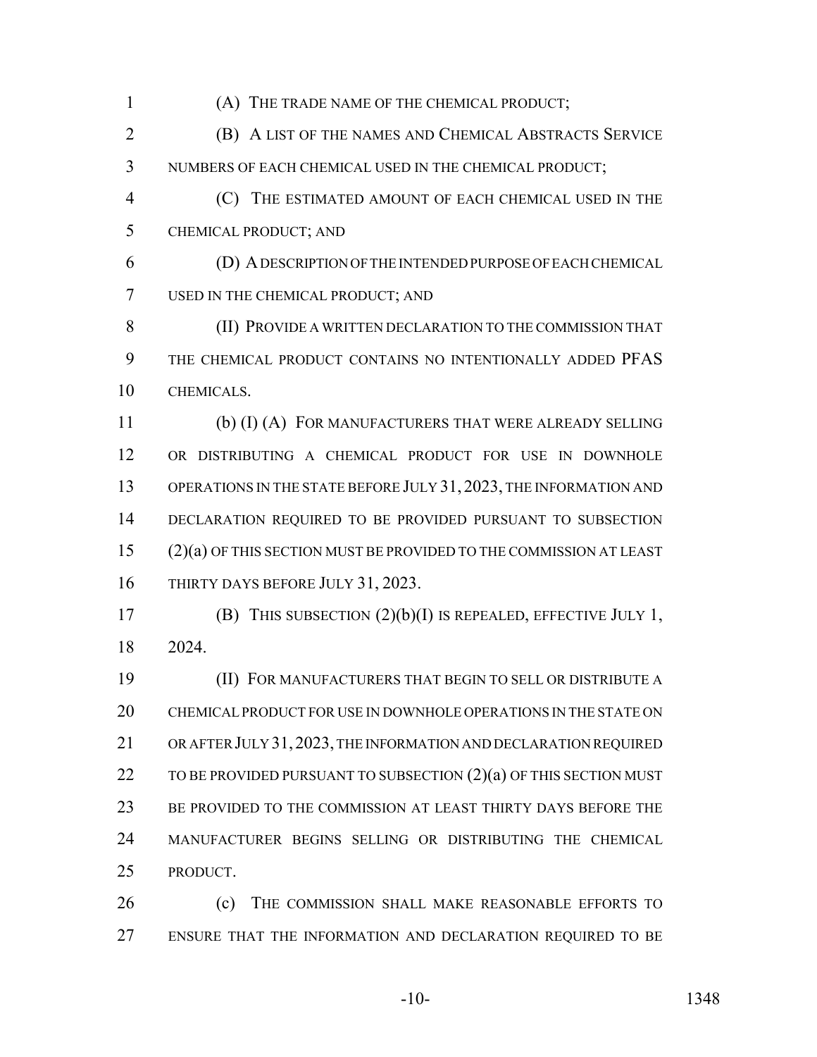(A) THE TRADE NAME OF THE CHEMICAL PRODUCT;

(B) A LIST OF THE NAMES AND CHEMICAL ABSTRACTS SERVICE NUMBERS OF EACH CHEMICAL USED IN THE CHEMICAL PRODUCT;

(C) THE ESTIMATED AMOUNT OF EACH CHEMICAL USED IN THE CHEMICAL PRODUCT; AND

(D) A DESCRIPTION OF THE INTENDED PURPOSE OF EACH CHEMICAL USED IN THE CHEMICAL PRODUCT; AND

(II) PROVIDE A WRITTEN DECLARATION TO THE COMMISSION THAT THE CHEMICAL PRODUCT CONTAINS NO INTENTIONALLY ADDED PFAS CHEMICALS.

(b) (I) (A) FOR MANUFACTURERS THAT WERE ALREADY SELLING OR DISTRIBUTING A CHEMICAL PRODUCT FOR USE IN DOWNHOLE OPERATIONS IN THE STATE BEFORE JULY 31, 2023, THE INFORMATION AND DECLARATION REQUIRED TO BE PROVIDED PURSUANT TO SUBSECTION (2)(a) OF THIS SECTION MUST BE PROVIDED TO THE COMMISSION AT LEAST THIRTY DAYS BEFORE JULY 31, 2023.

(B) THIS SUBSECTION (2)(b)(I) IS REPEALED, EFFECTIVE JULY 1, 2024.

(II) FOR MANUFACTURERS THAT BEGIN TO SELL OR DISTRIBUTE A CHEMICAL PRODUCT FOR USE IN DOWNHOLE OPERATIONS IN THE STATE ON OR AFTER JULY 31, 2023, THE INFORMATION AND DECLARATION REQUIRED TO BE PROVIDED PURSUANT TO SUBSECTION (2)(a) OF THIS SECTION MUST BE PROVIDED TO THE COMMISSION AT LEAST THIRTY DAYS BEFORE THE MANUFACTURER BEGINS SELLING OR DISTRIBUTING THE CHEMICAL PRODUCT.

(c) THE COMMISSION SHALL MAKE REASONABLE EFFORTS TO ENSURE THAT THE INFORMATION AND DECLARATION REQUIRED TO BE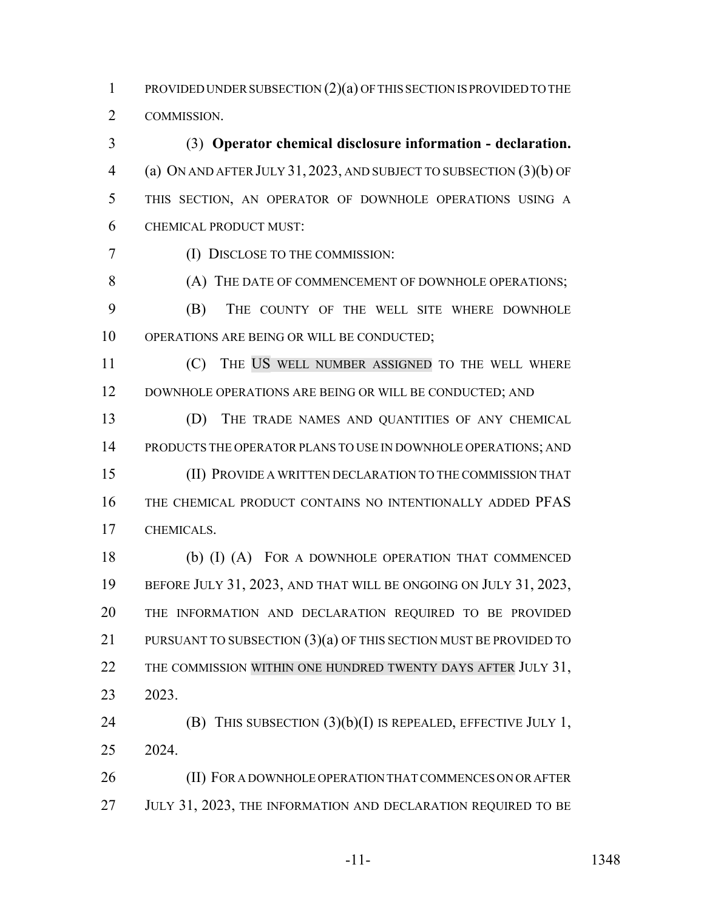PROVIDED UNDER SUBSECTION (2)(a) OF THIS SECTION IS PROVIDED TO THE COMMISSION.

(3) **Operator chemical disclosure information - declaration.** (a) ON AND AFTER JULY 31, 2023, AND SUBJECT TO SUBSECTION (3)(b) OF THIS SECTION, AN OPERATOR OF DOWNHOLE OPERATIONS USING A CHEMICAL PRODUCT MUST:

(I) DISCLOSE TO THE COMMISSION:

(A) THE DATE OF COMMENCEMENT OF DOWNHOLE OPERATIONS;

(B) THE COUNTY OF THE WELL SITE WHERE DOWNHOLE OPERATIONS ARE BEING OR WILL BE CONDUCTED;

(C) THE US WELL NUMBER ASSIGNED TO THE WELL WHERE DOWNHOLE OPERATIONS ARE BEING OR WILL BE CONDUCTED; AND

(D) THE TRADE NAMES AND QUANTITIES OF ANY CHEMICAL PRODUCTS THE OPERATOR PLANS TO USE IN DOWNHOLE OPERATIONS; AND

(II) PROVIDE A WRITTEN DECLARATION TO THE COMMISSION THAT THE CHEMICAL PRODUCT CONTAINS NO INTENTIONALLY ADDED PFAS CHEMICALS.

(b) (I) (A) FOR A DOWNHOLE OPERATION THAT COMMENCED BEFORE JULY 31, 2023, AND THAT WILL BE ONGOING ON JULY 31, 2023, THE INFORMATION AND DECLARATION REQUIRED TO BE PROVIDED PURSUANT TO SUBSECTION (3)(a) OF THIS SECTION MUST BE PROVIDED TO THE COMMISSION WITHIN ONE HUNDRED TWENTY DAYS AFTER JULY 31, 2023.

(B) THIS SUBSECTION (3)(b)(I) IS REPEALED, EFFECTIVE JULY 1, 2024.

(II) FOR A DOWNHOLE OPERATION THAT COMMENCES ON OR AFTER JULY 31, 2023, THE INFORMATION AND DECLARATION REQUIRED TO BE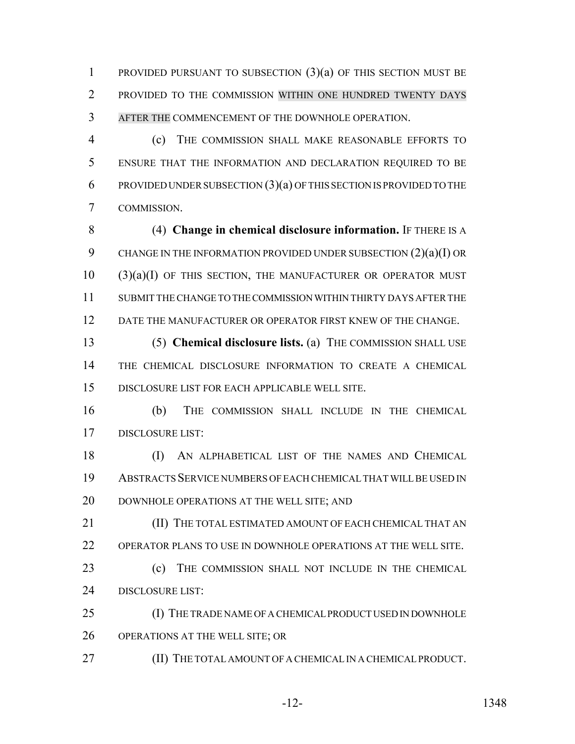PROVIDED PURSUANT TO SUBSECTION (3)(a) OF THIS SECTION MUST BE PROVIDED TO THE COMMISSION WITHIN ONE HUNDRED TWENTY DAYS AFTER THE COMMENCEMENT OF THE DOWNHOLE OPERATION.

(c) THE COMMISSION SHALL MAKE REASONABLE EFFORTS TO ENSURE THAT THE INFORMATION AND DECLARATION REQUIRED TO BE PROVIDED UNDER SUBSECTION (3)(a) OF THIS SECTION IS PROVIDED TO THE COMMISSION.

(4) **Change in chemical disclosure information.** IF THERE IS A CHANGE IN THE INFORMATION PROVIDED UNDER SUBSECTION (2)(a)(I) OR (3)(a)(I) OF THIS SECTION, THE MANUFACTURER OR OPERATOR MUST SUBMIT THE CHANGE TO THE COMMISSION WITHIN THIRTY DAYS AFTER THE DATE THE MANUFACTURER OR OPERATOR FIRST KNEW OF THE CHANGE.

(5) **Chemical disclosure lists.** (a) THE COMMISSION SHALL USE THE CHEMICAL DISCLOSURE INFORMATION TO CREATE A CHEMICAL DISCLOSURE LIST FOR EACH APPLICABLE WELL SITE.

(b) THE COMMISSION SHALL INCLUDE IN THE CHEMICAL DISCLOSURE LIST:

(I) AN ALPHABETICAL LIST OF THE NAMES AND CHEMICAL ABSTRACTS SERVICE NUMBERS OF EACH CHEMICAL THAT WILL BE USED IN DOWNHOLE OPERATIONS AT THE WELL SITE; AND

(II) THE TOTAL ESTIMATED AMOUNT OF EACH CHEMICAL THAT AN OPERATOR PLANS TO USE IN DOWNHOLE OPERATIONS AT THE WELL SITE.

(c) THE COMMISSION SHALL NOT INCLUDE IN THE CHEMICAL DISCLOSURE LIST:

(I) THE TRADE NAME OF A CHEMICAL PRODUCT USED IN DOWNHOLE OPERATIONS AT THE WELL SITE; OR

(II) THE TOTAL AMOUNT OF A CHEMICAL IN A CHEMICAL PRODUCT.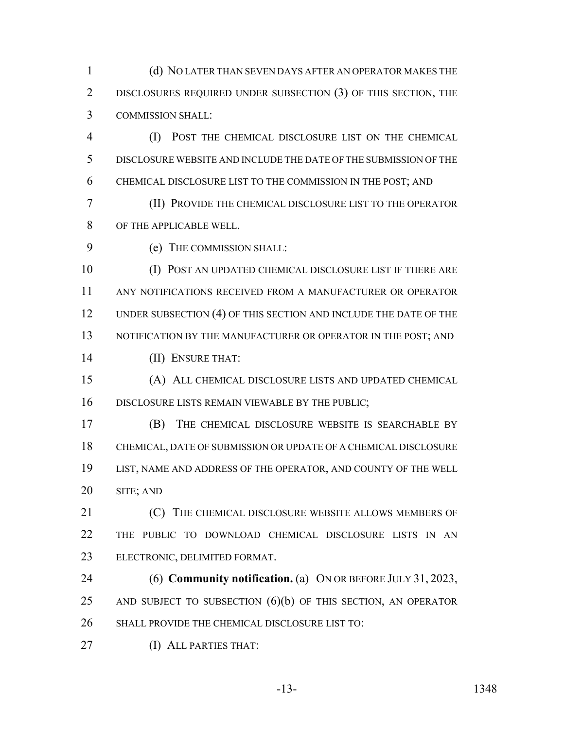(d) NO LATER THAN SEVEN DAYS AFTER AN OPERATOR MAKES THE DISCLOSURES REQUIRED UNDER SUBSECTION (3) OF THIS SECTION, THE COMMISSION SHALL:

(I) POST THE CHEMICAL DISCLOSURE LIST ON THE CHEMICAL DISCLOSURE WEBSITE AND INCLUDE THE DATE OF THE SUBMISSION OF THE CHEMICAL DISCLOSURE LIST TO THE COMMISSION IN THE POST; AND

(II) PROVIDE THE CHEMICAL DISCLOSURE LIST TO THE OPERATOR OF THE APPLICABLE WELL.

(e) THE COMMISSION SHALL:

(I) POST AN UPDATED CHEMICAL DISCLOSURE LIST IF THERE ARE ANY NOTIFICATIONS RECEIVED FROM A MANUFACTURER OR OPERATOR UNDER SUBSECTION (4) OF THIS SECTION AND INCLUDE THE DATE OF THE NOTIFICATION BY THE MANUFACTURER OR OPERATOR IN THE POST; AND

(II) ENSURE THAT:

(A) ALL CHEMICAL DISCLOSURE LISTS AND UPDATED CHEMICAL DISCLOSURE LISTS REMAIN VIEWABLE BY THE PUBLIC;

(B) THE CHEMICAL DISCLOSURE WEBSITE IS SEARCHABLE BY CHEMICAL, DATE OF SUBMISSION OR UPDATE OF A CHEMICAL DISCLOSURE LIST, NAME AND ADDRESS OF THE OPERATOR, AND COUNTY OF THE WELL SITE; AND

(C) THE CHEMICAL DISCLOSURE WEBSITE ALLOWS MEMBERS OF THE PUBLIC TO DOWNLOAD CHEMICAL DISCLOSURE LISTS IN AN ELECTRONIC, DELIMITED FORMAT.

(6) **Community notification.** (a) ON OR BEFORE JULY 31, 2023, AND SUBJECT TO SUBSECTION (6)(b) OF THIS SECTION, AN OPERATOR SHALL PROVIDE THE CHEMICAL DISCLOSURE LIST TO:

(I) ALL PARTIES THAT: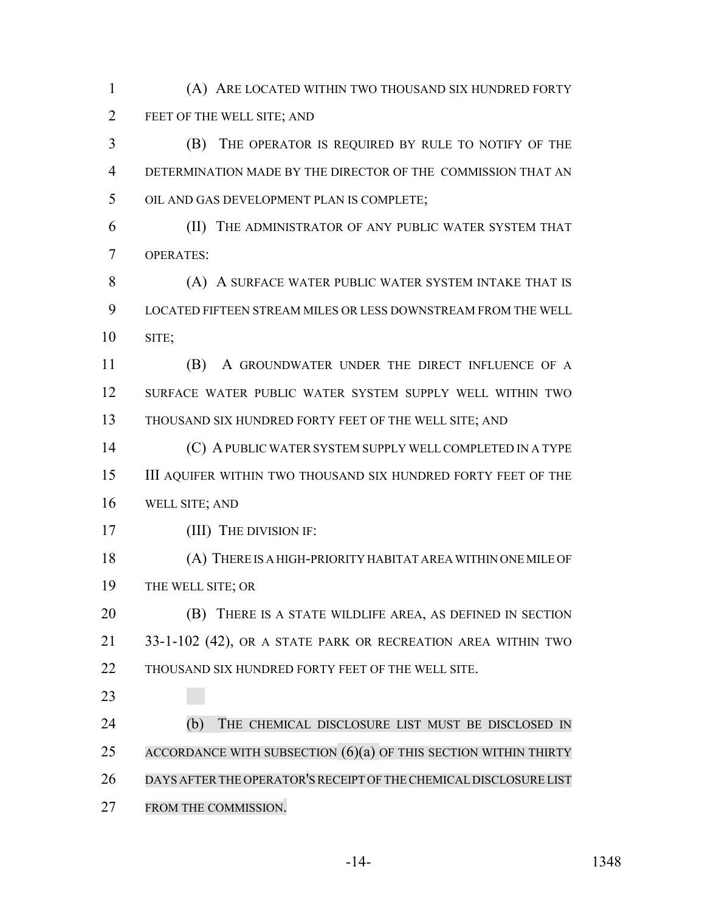(A) ARE LOCATED WITHIN TWO THOUSAND SIX HUNDRED FORTY FEET OF THE WELL SITE; AND

(B) THE OPERATOR IS REQUIRED BY RULE TO NOTIFY OF THE DETERMINATION MADE BY THE DIRECTOR OF THE COMMISSION THAT AN OIL AND GAS DEVELOPMENT PLAN IS COMPLETE;

(II) THE ADMINISTRATOR OF ANY PUBLIC WATER SYSTEM THAT OPERATES:

(A) A SURFACE WATER PUBLIC WATER SYSTEM INTAKE THAT IS LOCATED FIFTEEN STREAM MILES OR LESS DOWNSTREAM FROM THE WELL SITE;

(B) A GROUNDWATER UNDER THE DIRECT INFLUENCE OF A SURFACE WATER PUBLIC WATER SYSTEM SUPPLY WELL WITHIN TWO THOUSAND SIX HUNDRED FORTY FEET OF THE WELL SITE; AND

(C) A PUBLIC WATER SYSTEM SUPPLY WELL COMPLETED IN A TYPE III AQUIFER WITHIN TWO THOUSAND SIX HUNDRED FORTY FEET OF THE WELL SITE; AND

(III) THE DIVISION IF:

(A) THERE IS A HIGH-PRIORITY HABITAT AREA WITHIN ONE MILE OF THE WELL SITE; OR

(B) THERE IS A STATE WILDLIFE AREA, AS DEFINED IN SECTION 33-1-102 (42), OR A STATE PARK OR RECREATION AREA WITHIN TWO THOUSAND SIX HUNDRED FORTY FEET OF THE WELL SITE.

(b) THE CHEMICAL DISCLOSURE LIST MUST BE DISCLOSED IN ACCORDANCE WITH SUBSECTION (6)(a) OF THIS SECTION WITHIN THIRTY DAYS AFTER THE OPERATOR'S RECEIPT OF THE CHEMICAL DISCLOSURE LIST FROM THE COMMISSION.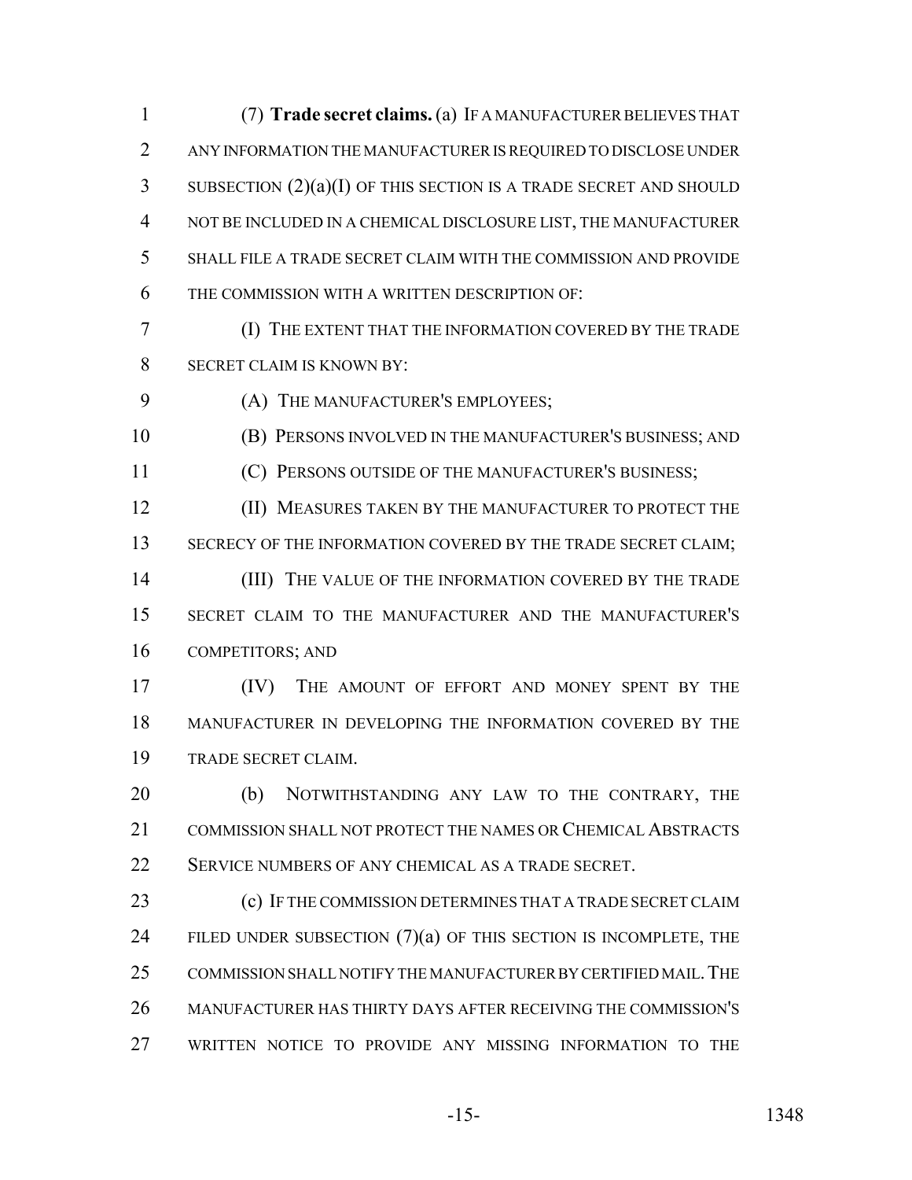(7) **Trade secret claims.** (a) IF A MANUFACTURER BELIEVES THAT ANY INFORMATION THE MANUFACTURER IS REQUIRED TO DISCLOSE UNDER SUBSECTION (2)(a)(I) OF THIS SECTION IS A TRADE SECRET AND SHOULD NOT BE INCLUDED IN A CHEMICAL DISCLOSURE LIST, THE MANUFACTURER SHALL FILE A TRADE SECRET CLAIM WITH THE COMMISSION AND PROVIDE THE COMMISSION WITH A WRITTEN DESCRIPTION OF:

(I) THE EXTENT THAT THE INFORMATION COVERED BY THE TRADE SECRET CLAIM IS KNOWN BY:

(A) THE MANUFACTURER'S EMPLOYEES;

(B) PERSONS INVOLVED IN THE MANUFACTURER'S BUSINESS; AND

(C) PERSONS OUTSIDE OF THE MANUFACTURER'S BUSINESS;

(II) MEASURES TAKEN BY THE MANUFACTURER TO PROTECT THE SECRECY OF THE INFORMATION COVERED BY THE TRADE SECRET CLAIM;

(III) THE VALUE OF THE INFORMATION COVERED BY THE TRADE SECRET CLAIM TO THE MANUFACTURER AND THE MANUFACTURER'S COMPETITORS; AND

(IV) THE AMOUNT OF EFFORT AND MONEY SPENT BY THE MANUFACTURER IN DEVELOPING THE INFORMATION COVERED BY THE TRADE SECRET CLAIM.

(b) NOTWITHSTANDING ANY LAW TO THE CONTRARY, THE COMMISSION SHALL NOT PROTECT THE NAMES OR CHEMICAL ABSTRACTS SERVICE NUMBERS OF ANY CHEMICAL AS A TRADE SECRET.

(c) IF THE COMMISSION DETERMINES THAT A TRADE SECRET CLAIM FILED UNDER SUBSECTION (7)(a) OF THIS SECTION IS INCOMPLETE, THE COMMISSION SHALL NOTIFY THE MANUFACTURER BY CERTIFIED MAIL. THE MANUFACTURER HAS THIRTY DAYS AFTER RECEIVING THE COMMISSION'S WRITTEN NOTICE TO PROVIDE ANY MISSING INFORMATION TO THE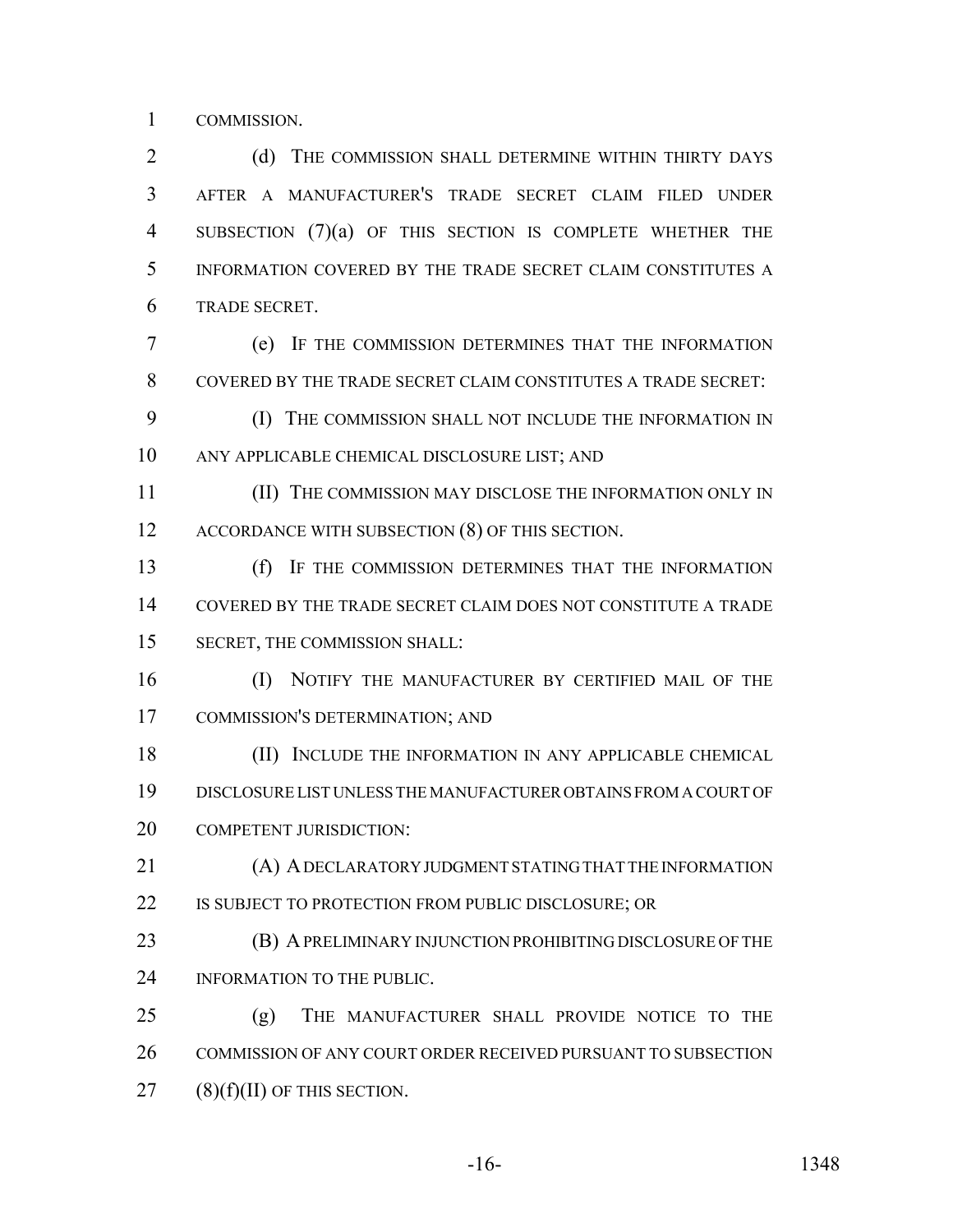COMMISSION.

(d) THE COMMISSION SHALL DETERMINE WITHIN THIRTY DAYS AFTER A MANUFACTURER'S TRADE SECRET CLAIM FILED UNDER SUBSECTION (7)(a) OF THIS SECTION IS COMPLETE WHETHER THE INFORMATION COVERED BY THE TRADE SECRET CLAIM CONSTITUTES A TRADE SECRET.

(e) IF THE COMMISSION DETERMINES THAT THE INFORMATION COVERED BY THE TRADE SECRET CLAIM CONSTITUTES A TRADE SECRET:

(I) THE COMMISSION SHALL NOT INCLUDE THE INFORMATION IN ANY APPLICABLE CHEMICAL DISCLOSURE LIST; AND

(II) THE COMMISSION MAY DISCLOSE THE INFORMATION ONLY IN ACCORDANCE WITH SUBSECTION (8) OF THIS SECTION.

(f) IF THE COMMISSION DETERMINES THAT THE INFORMATION COVERED BY THE TRADE SECRET CLAIM DOES NOT CONSTITUTE A TRADE SECRET, THE COMMISSION SHALL:

(I) NOTIFY THE MANUFACTURER BY CERTIFIED MAIL OF THE COMMISSION'S DETERMINATION; AND

(II) INCLUDE THE INFORMATION IN ANY APPLICABLE CHEMICAL DISCLOSURE LIST UNLESS THE MANUFACTURER OBTAINS FROM A COURT OF COMPETENT JURISDICTION:

(A) A DECLARATORY JUDGMENT STATING THAT THE INFORMATION IS SUBJECT TO PROTECTION FROM PUBLIC DISCLOSURE; OR

(B) A PRELIMINARY INJUNCTION PROHIBITING DISCLOSURE OF THE INFORMATION TO THE PUBLIC.

(g) THE MANUFACTURER SHALL PROVIDE NOTICE TO THE COMMISSION OF ANY COURT ORDER RECEIVED PURSUANT TO SUBSECTION (8)(f)(II) OF THIS SECTION.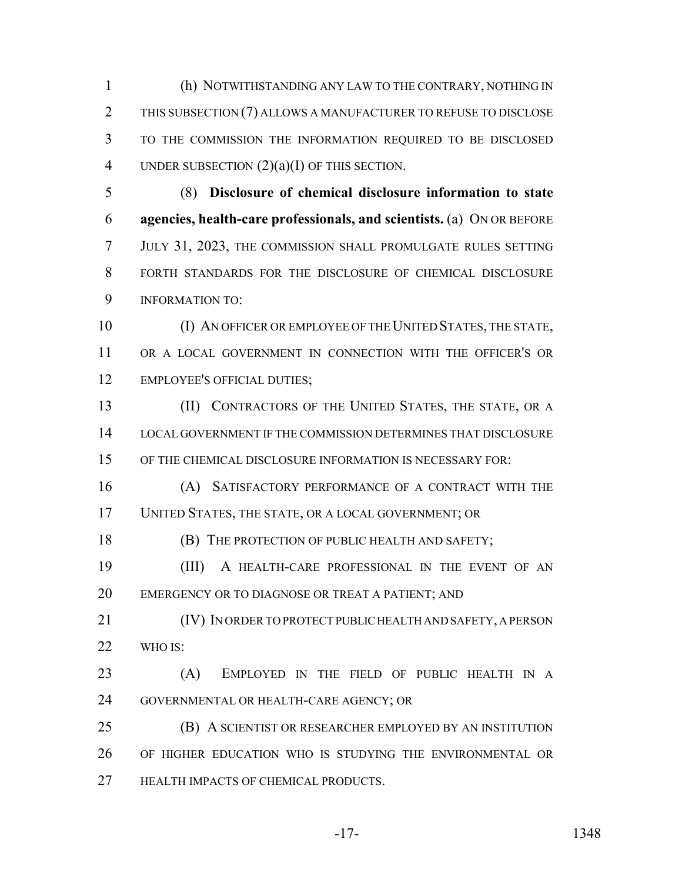(h) NOTWITHSTANDING ANY LAW TO THE CONTRARY, NOTHING IN THIS SUBSECTION (7) ALLOWS A MANUFACTURER TO REFUSE TO DISCLOSE TO THE COMMISSION THE INFORMATION REQUIRED TO BE DISCLOSED UNDER SUBSECTION (2)(a)(I) OF THIS SECTION.

(8) **Disclosure of chemical disclosure information to state agencies, health-care professionals, and scientists.** (a) ON OR BEFORE JULY 31, 2023, THE COMMISSION SHALL PROMULGATE RULES SETTING FORTH STANDARDS FOR THE DISCLOSURE OF CHEMICAL DISCLOSURE INFORMATION TO:

(I) AN OFFICER OR EMPLOYEE OF THE UNITED STATES, THE STATE, OR A LOCAL GOVERNMENT IN CONNECTION WITH THE OFFICER'S OR EMPLOYEE'S OFFICIAL DUTIES;

(II) CONTRACTORS OF THE UNITED STATES, THE STATE, OR A LOCAL GOVERNMENT IF THE COMMISSION DETERMINES THAT DISCLOSURE OF THE CHEMICAL DISCLOSURE INFORMATION IS NECESSARY FOR:

(A) SATISFACTORY PERFORMANCE OF A CONTRACT WITH THE UNITED STATES, THE STATE, OR A LOCAL GOVERNMENT; OR

(B) THE PROTECTION OF PUBLIC HEALTH AND SAFETY;

(III) A HEALTH-CARE PROFESSIONAL IN THE EVENT OF AN EMERGENCY OR TO DIAGNOSE OR TREAT A PATIENT; AND

(IV) IN ORDER TO PROTECT PUBLIC HEALTH AND SAFETY, A PERSON WHO IS:

(A) EMPLOYED IN THE FIELD OF PUBLIC HEALTH IN A GOVERNMENTAL OR HEALTH-CARE AGENCY; OR

(B) A SCIENTIST OR RESEARCHER EMPLOYED BY AN INSTITUTION OF HIGHER EDUCATION WHO IS STUDYING THE ENVIRONMENTAL OR HEALTH IMPACTS OF CHEMICAL PRODUCTS.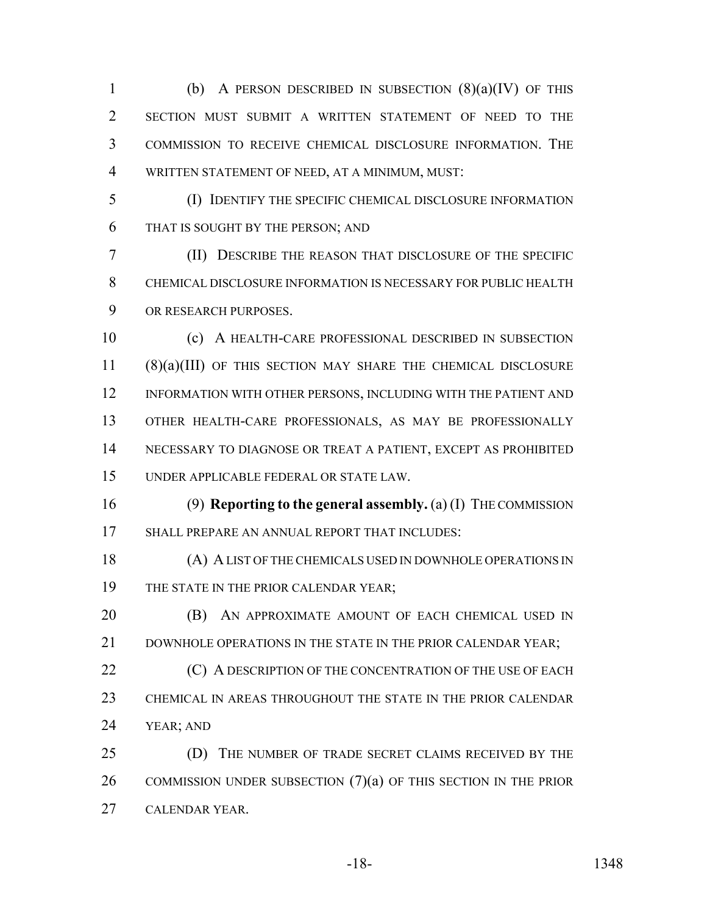(b) A PERSON DESCRIBED IN SUBSECTION (8)(a)(IV) OF THIS SECTION MUST SUBMIT A WRITTEN STATEMENT OF NEED TO THE COMMISSION TO RECEIVE CHEMICAL DISCLOSURE INFORMATION. THE WRITTEN STATEMENT OF NEED, AT A MINIMUM, MUST:

(I) IDENTIFY THE SPECIFIC CHEMICAL DISCLOSURE INFORMATION THAT IS SOUGHT BY THE PERSON; AND

(II) DESCRIBE THE REASON THAT DISCLOSURE OF THE SPECIFIC CHEMICAL DISCLOSURE INFORMATION IS NECESSARY FOR PUBLIC HEALTH OR RESEARCH PURPOSES.

(c) A HEALTH-CARE PROFESSIONAL DESCRIBED IN SUBSECTION (8)(a)(III) OF THIS SECTION MAY SHARE THE CHEMICAL DISCLOSURE INFORMATION WITH OTHER PERSONS, INCLUDING WITH THE PATIENT AND OTHER HEALTH-CARE PROFESSIONALS, AS MAY BE PROFESSIONALLY NECESSARY TO DIAGNOSE OR TREAT A PATIENT, EXCEPT AS PROHIBITED UNDER APPLICABLE FEDERAL OR STATE LAW.

(9) **Reporting to the general assembly.** (a) (I) THE COMMISSION SHALL PREPARE AN ANNUAL REPORT THAT INCLUDES:

(A) A LIST OF THE CHEMICALS USED IN DOWNHOLE OPERATIONS IN THE STATE IN THE PRIOR CALENDAR YEAR;

(B) AN APPROXIMATE AMOUNT OF EACH CHEMICAL USED IN DOWNHOLE OPERATIONS IN THE STATE IN THE PRIOR CALENDAR YEAR;

(C) A DESCRIPTION OF THE CONCENTRATION OF THE USE OF EACH CHEMICAL IN AREAS THROUGHOUT THE STATE IN THE PRIOR CALENDAR YEAR; AND

(D) THE NUMBER OF TRADE SECRET CLAIMS RECEIVED BY THE COMMISSION UNDER SUBSECTION (7)(a) OF THIS SECTION IN THE PRIOR CALENDAR YEAR.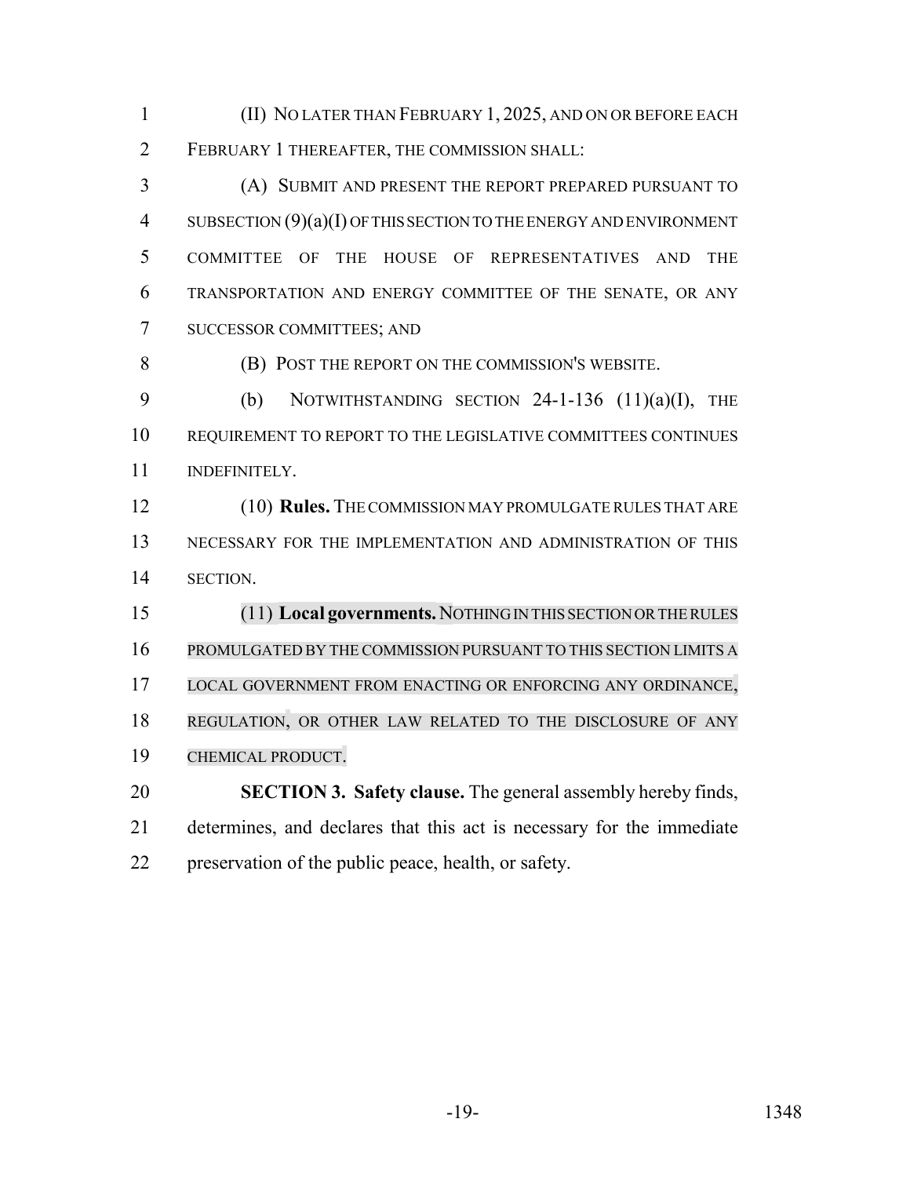(II) NO LATER THAN FEBRUARY 1, 2025, AND ON OR BEFORE EACH FEBRUARY 1 THEREAFTER, THE COMMISSION SHALL:

(A) SUBMIT AND PRESENT THE REPORT PREPARED PURSUANT TO SUBSECTION (9)(a)(I) OF THIS SECTION TO THE ENERGY AND ENVIRONMENT COMMITTEE OF THE HOUSE OF REPRESENTATIVES AND THE TRANSPORTATION AND ENERGY COMMITTEE OF THE SENATE, OR ANY SUCCESSOR COMMITTEES; AND

(B) POST THE REPORT ON THE COMMISSION'S WEBSITE.

(b) NOTWITHSTANDING SECTION 24-1-136 (11)(a)(I), THE REQUIREMENT TO REPORT TO THE LEGISLATIVE COMMITTEES CONTINUES INDEFINITELY.

(10) **Rules.** THE COMMISSION MAY PROMULGATE RULES THAT ARE NECESSARY FOR THE IMPLEMENTATION AND ADMINISTRATION OF THIS SECTION.

(11) **Local governments.** NOTHING IN THIS SECTION OR THE RULES PROMULGATED BY THE COMMISSION PURSUANT TO THIS SECTION LIMITS A LOCAL GOVERNMENT FROM ENACTING OR ENFORCING ANY ORDINANCE, REGULATION, OR OTHER LAW RELATED TO THE DISCLOSURE OF ANY CHEMICAL PRODUCT.

**SECTION 3. Safety clause.** The general assembly hereby finds, determines, and declares that this act is necessary for the immediate preservation of the public peace, health, or safety.